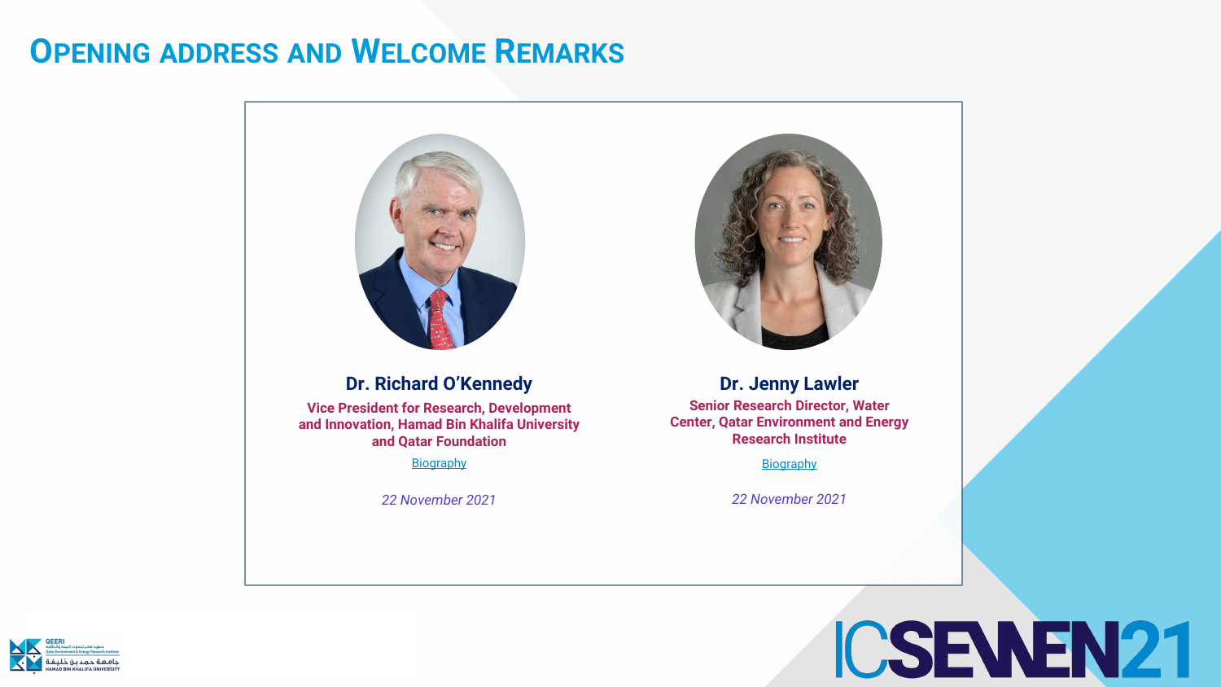# Opening address and Welcome Remarks

**Dr. Richard O'Kennedy**

**Vice President for Research, Development and Innovation, Hamad Bin Khalifa University and Qatar Foundation**

Biography

*22 November 2021*

**Dr. Jenny Lawler**

**Senior Research Director, Water Center, Qatar Environment and Energy Research Institute**

Biography

*22 November 2021*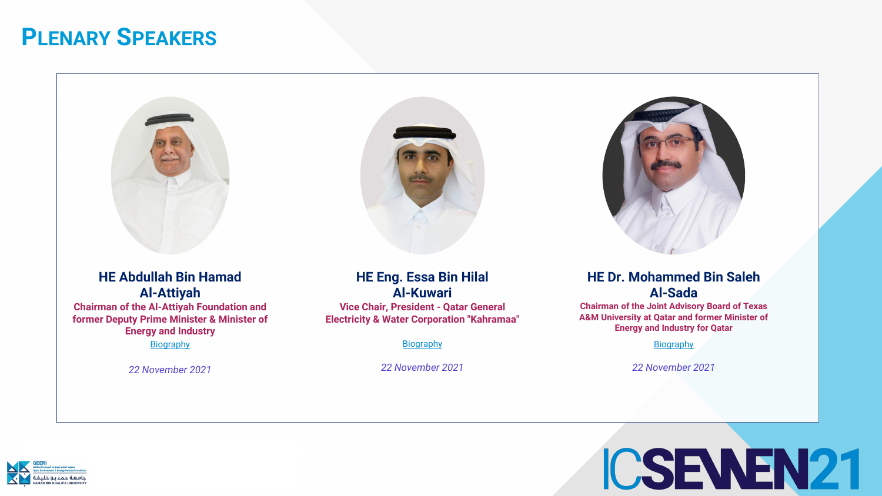# Plenary Speakers

**HE Abdullah Bin Hamad Al-Attiyah**

Chairman of the Al-Attiyah Foundation and former Deputy Prime Minister & Minister of Energy and Industry

Biography

*22 November 2021*

**HE Eng. Essa Bin Hilal Al-Kuwari**

Vice Chair, President - Qatar General Electricity & Water Corporation "Kahramaa"

Biography

*22 November 2021*

**HE Dr. Mohammed Bin Saleh Al-Sada**

Chairman of the Joint Advisory Board of Texas A&M University at Qatar and former Minister of Energy and Industry for Qatar

Biography

*22 November 2021*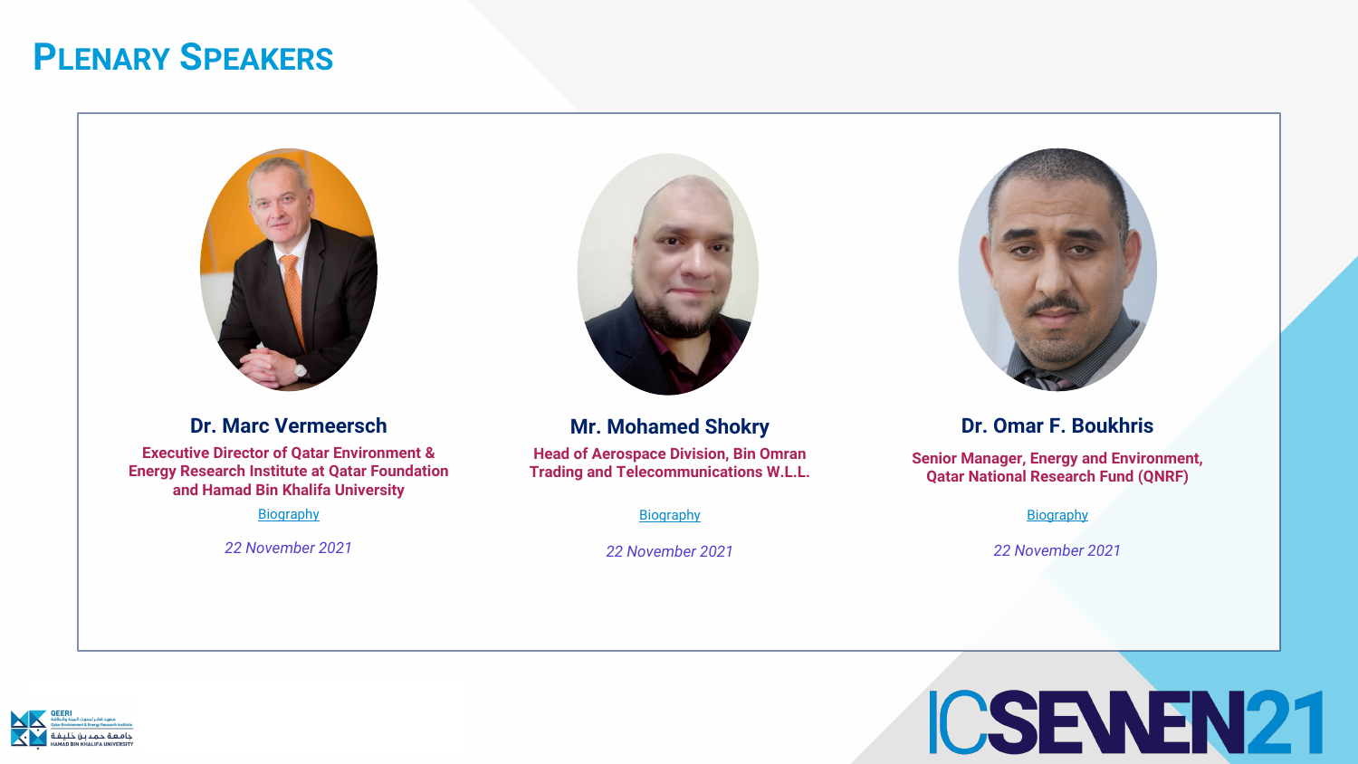# Plenary Speakers

### Dr. Marc Vermeersch

**Executive Director of Qatar Environment & Energy Research Institute at Qatar Foundation and Hamad Bin Khalifa University**

Biography

*22 November 2021*

### Mr. Mohamed Shokry

**Head of Aerospace Division, Bin Omran Trading and Telecommunications W.L.L.**

Biography

*22 November 2021*

### Dr. Omar F. Boukhris

**Senior Manager, Energy and Environment, Qatar National Research Fund (QNRF)**

Biography

*22 November 2021*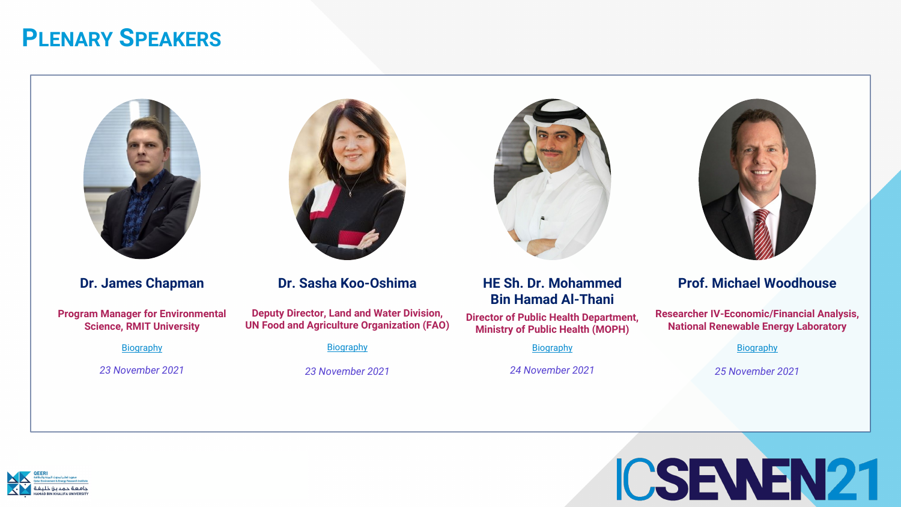# Plenary Speakers

**Dr. James Chapman**

**Program Manager for Environmental Science, RMIT University**

Biography

*23 November 2021*

**Dr. Sasha Koo-Oshima**

**Deputy Director, Land and Water Division, UN Food and Agriculture Organization (FAO)**

Biography

*23 November 2021*

**HE Sh. Dr. Mohammed Bin Hamad Al-Thani**

**Director of Public Health Department, Ministry of Public Health (MOPH)**

Biography

*24 November 2021*

**Prof. Michael Woodhouse**

**Researcher IV-Economic/Financial Analysis, National Renewable Energy Laboratory**

Biography

*25 November 2021*